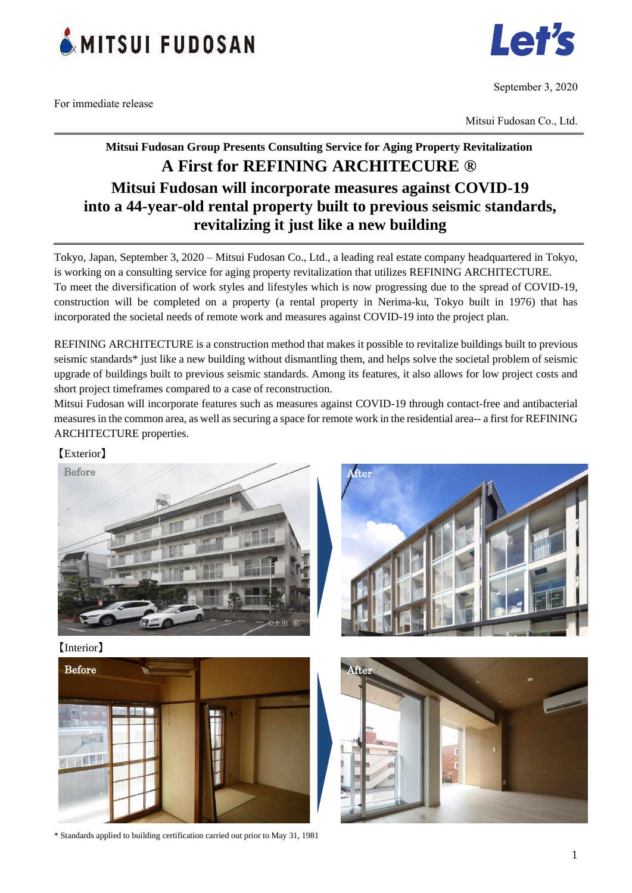For immediate release

September 3, 2020

Mitsui Fudosan Co., Ltd.

## Mitsui Fudosan Group Presents Consulting Service for Aging Property Revitalization

# A First for REFINING ARCHITECURE ®
# Mitsui Fudosan will incorporate measures against COVID-19 into a 44-year-old rental property built to previous seismic standards, revitalizing it just like a new building

Tokyo, Japan, September 3, 2020 – Mitsui Fudosan Co., Ltd., a leading real estate company headquartered in Tokyo, is working on a consulting service for aging property revitalization that utilizes REFINING ARCHITECTURE. To meet the diversification of work styles and lifestyles which is now progressing due to the spread of COVID-19, construction will be completed on a property (a rental property in Nerima-ku, Tokyo built in 1976) that has incorporated the societal needs of remote work and measures against COVID-19 into the project plan.

REFINING ARCHITECTURE is a construction method that makes it possible to revitalize buildings built to previous seismic standards* just like a new building without dismantling them, and helps solve the societal problem of seismic upgrade of buildings built to previous seismic standards. Among its features, it also allows for low project costs and short project timeframes compared to a case of reconstruction.

Mitsui Fudosan will incorporate features such as measures against COVID-19 through contact-free and antibacterial measures in the common area, as well as securing a space for remote work in the residential area-- a first for REFINING ARCHITECTURE properties.

【Exterior】

Before / After

【Interior】

Before / After

\* Standards applied to building certification carried out prior to May 31, 1981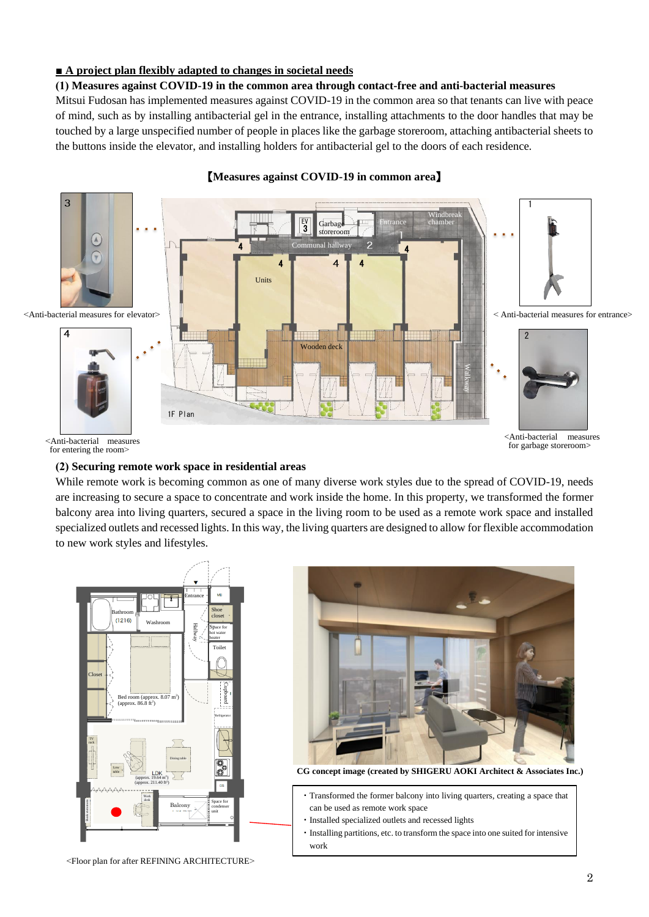## ■ A project plan flexibly adapted to changes in societal needs

### (1) Measures against COVID-19 in the common area through contact-free and anti-bacterial measures

Mitsui Fudosan has implemented measures against COVID-19 in the common area so that tenants can live with peace of mind, such as by installing antibacterial gel in the entrance, installing attachments to the door handles that may be touched by a large unspecified number of people in places like the garbage storeroom, attaching antibacterial sheets to the buttons inside the elevator, and installing holders for antibacterial gel to the doors of each residence.

**【Measures against COVID-19 in common area】**

<Anti-bacterial measures for elevator>

< Anti-bacterial measures for entrance>

<Anti-bacterial measures for entering the room>

<Anti-bacterial measures for garbage storeroom>

### (2) Securing remote work space in residential areas

While remote work is becoming common as one of many diverse work styles due to the spread of COVID-19, needs are increasing to secure a space to concentrate and work inside the home. In this property, we transformed the former balcony area into living quarters, secured a space in the living room to be used as a remote work space and installed specialized outlets and recessed lights. In this way, the living quarters are designed to allow for flexible accommodation to new work styles and lifestyles.

<Floor plan for after REFINING ARCHITECTURE>

**CG concept image (created by SHIGERU AOKI Architect & Associates Inc.)**

- Transformed the former balcony into living quarters, creating a space that can be used as remote work space
- Installed specialized outlets and recessed lights
- Installing partitions, etc. to transform the space into one suited for intensive work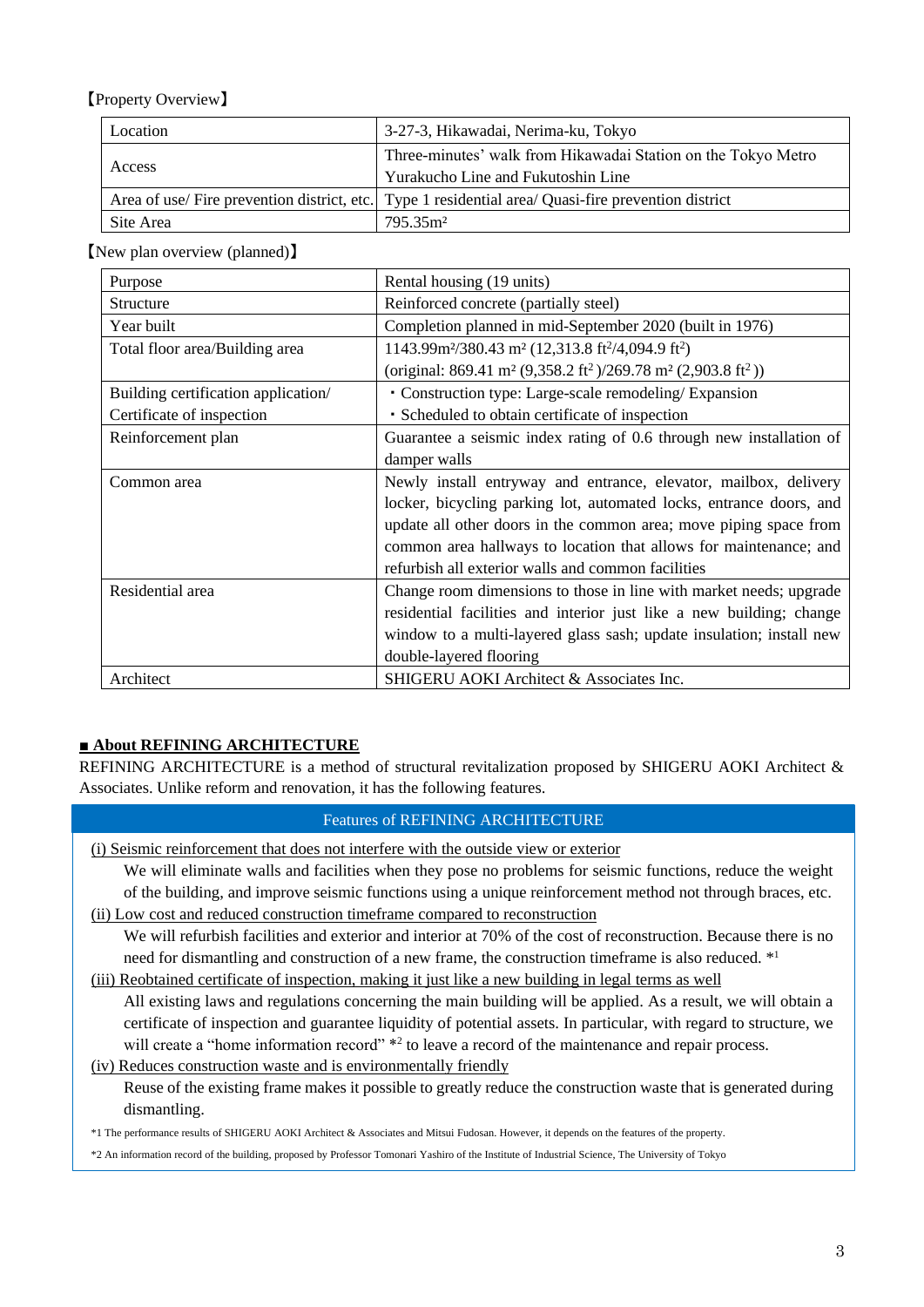【Property Overview】

| Location | 3-27-3, Hikawadai, Nerima-ku, Tokyo |
|---|---|
| Access | Three-minutes' walk from Hikawadai Station on the Tokyo Metro Yurakucho Line and Fukutoshin Line |
| Area of use/ Fire prevention district, etc. | Type 1 residential area/ Quasi-fire prevention district |
| Site Area | 795.35m² |

【New plan overview (planned)】

| Purpose | Rental housing (19 units) |
|---|---|
| Structure | Reinforced concrete (partially steel) |
| Year built | Completion planned in mid-September 2020 (built in 1976) |
| Total floor area/Building area | 1143.99m²/380.43 m² (12,313.8 ft²/4,094.9 ft²)<br>(original: 869.41 m² (9,358.2 ft²)/269.78 m² (2,903.8 ft²)) |
| Building certification application/ Certificate of inspection | ・Construction type: Large-scale remodeling/ Expansion<br>・Scheduled to obtain certificate of inspection |
| Reinforcement plan | Guarantee a seismic index rating of 0.6 through new installation of damper walls |
| Common area | Newly install entryway and entrance, elevator, mailbox, delivery locker, bicycling parking lot, automated locks, entrance doors, and update all other doors in the common area; move piping space from common area hallways to location that allows for maintenance; and refurbish all exterior walls and common facilities |
| Residential area | Change room dimensions to those in line with market needs; upgrade residential facilities and interior just like a new building; change window to a multi-layered glass sash; update insulation; install new double-layered flooring |
| Architect | SHIGERU AOKI Architect & Associates Inc. |

**■ About REFINING ARCHITECTURE**

REFINING ARCHITECTURE is a method of structural revitalization proposed by SHIGERU AOKI Architect & Associates. Unlike reform and renovation, it has the following features.

**Features of REFINING ARCHITECTURE**

(i) Seismic reinforcement that does not interfere with the outside view or exterior

We will eliminate walls and facilities when they pose no problems for seismic functions, reduce the weight of the building, and improve seismic functions using a unique reinforcement method not through braces, etc.

(ii) Low cost and reduced construction timeframe compared to reconstruction

We will refurbish facilities and exterior and interior at 70% of the cost of reconstruction. Because there is no need for dismantling and construction of a new frame, the construction timeframe is also reduced. *1

(iii) Reobtained certificate of inspection, making it just like a new building in legal terms as well

All existing laws and regulations concerning the main building will be applied. As a result, we will obtain a certificate of inspection and guarantee liquidity of potential assets. In particular, with regard to structure, we will create a "home information record" *2 to leave a record of the maintenance and repair process.

(iv) Reduces construction waste and is environmentally friendly

Reuse of the existing frame makes it possible to greatly reduce the construction waste that is generated during dismantling.

*1 The performance results of SHIGERU AOKI Architect & Associates and Mitsui Fudosan. However, it depends on the features of the property.

*2 An information record of the building, proposed by Professor Tomonari Yashiro of the Institute of Industrial Science, The University of Tokyo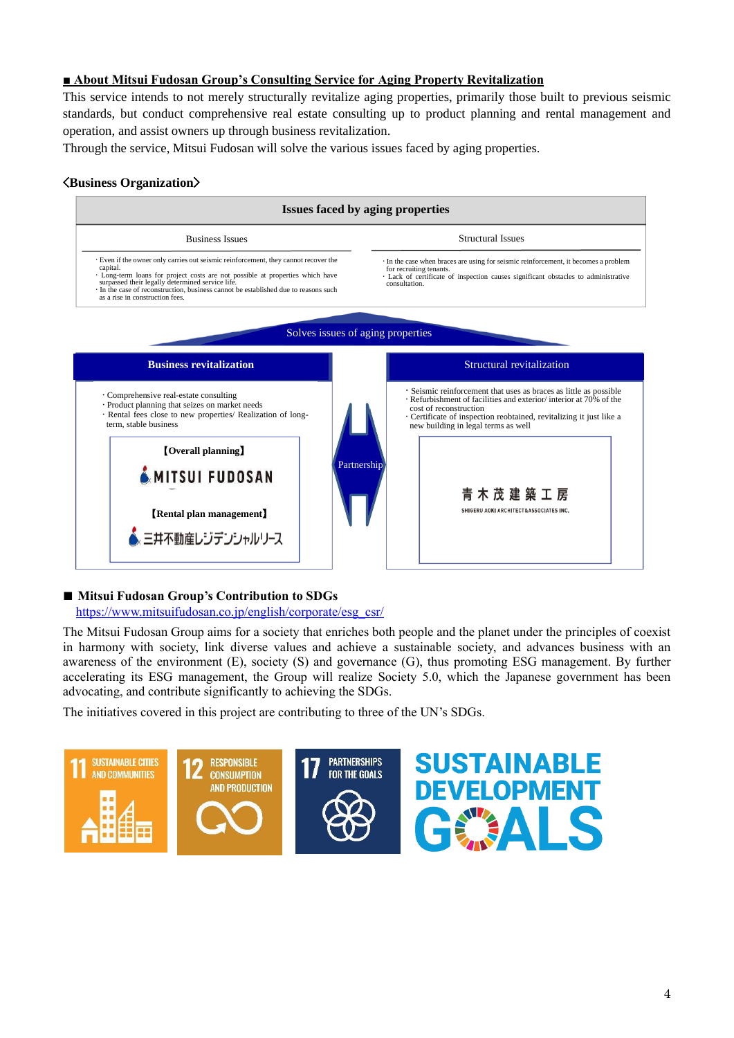**■ About Mitsui Fudosan Group's Consulting Service for Aging Property Revitalization**

This service intends to not merely structurally revitalize aging properties, primarily those built to previous seismic standards, but conduct comprehensive real estate consulting up to product planning and rental management and operation, and assist owners up through business revitalization.

Through the service, Mitsui Fudosan will solve the various issues faced by aging properties.

**〈Business Organization〉**

**Issues faced by aging properties**

Business Issues

- Even if the owner only carries out seismic reinforcement, they cannot recover the capital.
- Long-term loans for project costs are not possible at properties which have surpassed their legally determined service life.
- In the case of reconstruction, business cannot be established due to reasons such as a rise in construction fees.

Structural Issues

- In the case when braces are using for seismic reinforcement, it becomes a problem for recruiting tenants.
- Lack of certificate of inspection causes significant obstacles to administrative consultation.

Solves issues of aging properties

**Business revitalization**

- Comprehensive real-estate consulting
- Product planning that seizes on market needs
- Rental fees close to new properties/ Realization of long-term, stable business

【Overall planning】

MITSUI FUDOSAN

【Rental plan management】

三井不動産レジデンシャルリース

Partnership

Structural revitalization

- Seismic reinforcement that uses as braces as little as possible
- Refurbishment of facilities and exterior/ interior at 70% of the cost of reconstruction
- Certificate of inspection reobtained, revitalizing it just like a new building in legal terms as well

青木茂建築工房

SHIGERU AOKI ARCHITECT&ASSOCIATES INC.

**■ Mitsui Fudosan Group's Contribution to SDGs**

https://www.mitsuifudosan.co.jp/english/corporate/esg_csr/

The Mitsui Fudosan Group aims for a society that enriches both people and the planet under the principles of coexist in harmony with society, link diverse values and achieve a sustainable society, and advances business with an awareness of the environment (E), society (S) and governance (G), thus promoting ESG management. By further accelerating its ESG management, the Group will realize Society 5.0, which the Japanese government has been advocating, and contribute significantly to achieving the SDGs.

The initiatives covered in this project are contributing to three of the UN's SDGs.

11 SUSTAINABLE CITIES AND COMMUNITIES

12 RESPONSIBLE CONSUMPTION AND PRODUCTION

17 PARTNERSHIPS FOR THE GOALS

SUSTAINABLE DEVELOPMENT GOALS